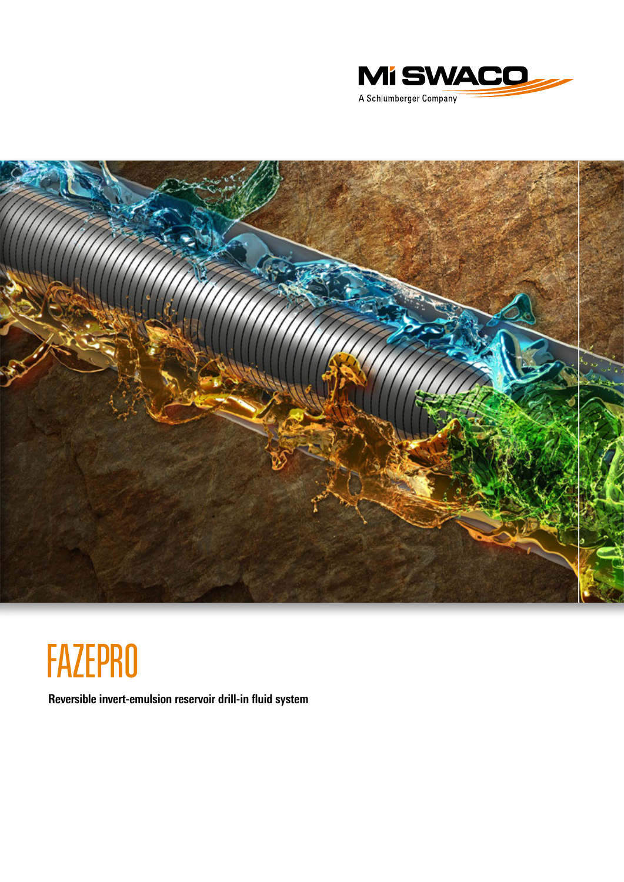MI SWACO

A Schlumberger Company

# FAZEPRO

**Reversible invert-emulsion reservoir drill-in fluid system**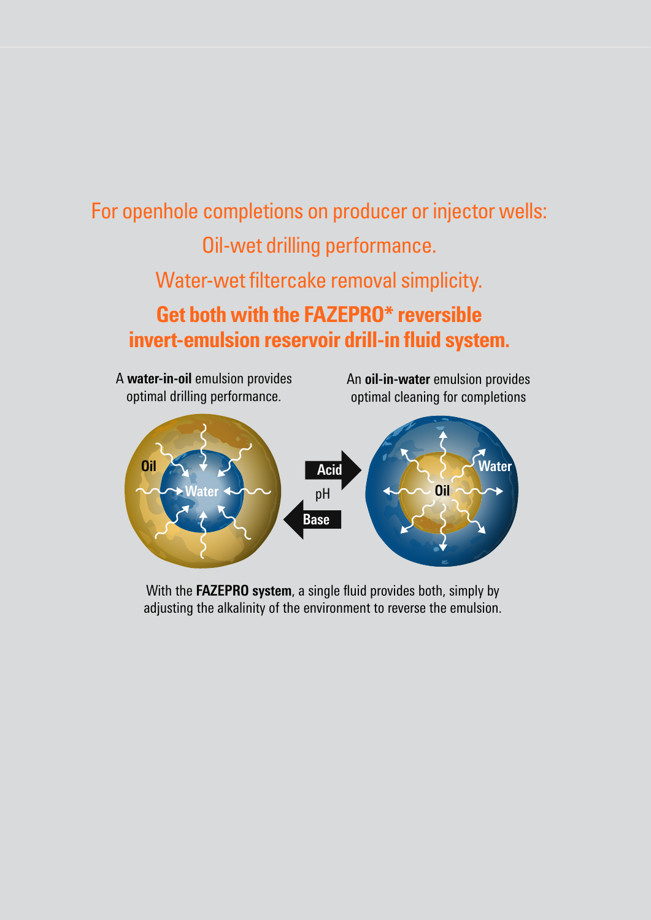For openhole completions on producer or injector wells:

Oil-wet drilling performance.

Water-wet filtercake removal simplicity.

## Get both with the FAZEPRO* reversible invert-emulsion reservoir drill-in fluid system.

A **water-in-oil** emulsion provides optimal drilling performance.

An **oil-in-water** emulsion provides optimal cleaning for completions

Oil

Water

Acid

pH

Base

Water

Oil

With the **FAZEPRO system**, a single fluid provides both, simply by adjusting the alkalinity of the environment to reverse the emulsion.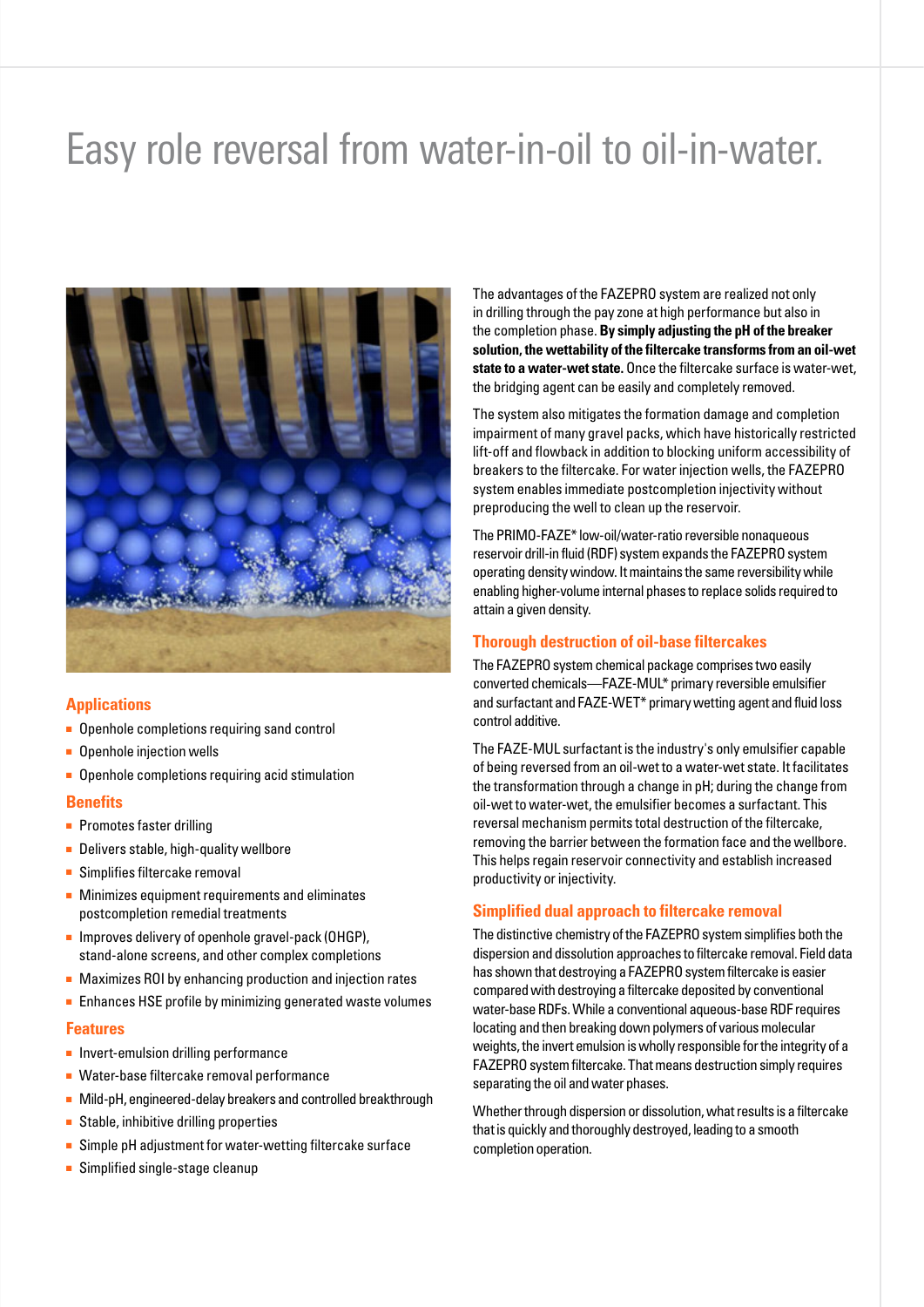# Easy role reversal from water-in-oil to oil-in-water.

## Applications

- Openhole completions requiring sand control
- Openhole injection wells
- Openhole completions requiring acid stimulation

## Benefits

- Promotes faster drilling
- Delivers stable, high-quality wellbore
- Simplifies filtercake removal
- Minimizes equipment requirements and eliminates postcompletion remedial treatments
- Improves delivery of openhole gravel-pack (OHGP), stand-alone screens, and other complex completions
- Maximizes ROI by enhancing production and injection rates
- Enhances HSE profile by minimizing generated waste volumes

## Features

- Invert-emulsion drilling performance
- Water-base filtercake removal performance
- Mild-pH, engineered-delay breakers and controlled breakthrough
- Stable, inhibitive drilling properties
- Simple pH adjustment for water-wetting filtercake surface
- Simplified single-stage cleanup

The advantages of the FAZEPRO system are realized not only in drilling through the pay zone at high performance but also in the completion phase. **By simply adjusting the pH of the breaker solution, the wettability of the filtercake transforms from an oil-wet state to a water-wet state.** Once the filtercake surface is water-wet, the bridging agent can be easily and completely removed.

The system also mitigates the formation damage and completion impairment of many gravel packs, which have historically restricted lift-off and flowback in addition to blocking uniform accessibility of breakers to the filtercake. For water injection wells, the FAZEPRO system enables immediate postcompletion injectivity without preproducing the well to clean up the reservoir.

The PRIMO-FAZE* low-oil/water-ratio reversible nonaqueous reservoir drill-in fluid (RDF) system expands the FAZEPRO system operating density window. It maintains the same reversibility while enabling higher-volume internal phases to replace solids required to attain a given density.

## Thorough destruction of oil-base filtercakes

The FAZEPRO system chemical package comprises two easily converted chemicals—FAZE-MUL* primary reversible emulsifier and surfactant and FAZE-WET* primary wetting agent and fluid loss control additive.

The FAZE-MUL surfactant is the industry's only emulsifier capable of being reversed from an oil-wet to a water-wet state. It facilitates the transformation through a change in pH; during the change from oil-wet to water-wet, the emulsifier becomes a surfactant. This reversal mechanism permits total destruction of the filtercake, removing the barrier between the formation face and the wellbore. This helps regain reservoir connectivity and establish increased productivity or injectivity.

## Simplified dual approach to filtercake removal

The distinctive chemistry of the FAZEPRO system simplifies both the dispersion and dissolution approaches to filtercake removal. Field data has shown that destroying a FAZEPRO system filtercake is easier compared with destroying a filtercake deposited by conventional water-base RDFs. While a conventional aqueous-base RDF requires locating and then breaking down polymers of various molecular weights, the invert emulsion is wholly responsible for the integrity of a FAZEPRO system filtercake. That means destruction simply requires separating the oil and water phases.

Whether through dispersion or dissolution, what results is a filtercake that is quickly and thoroughly destroyed, leading to a smooth completion operation.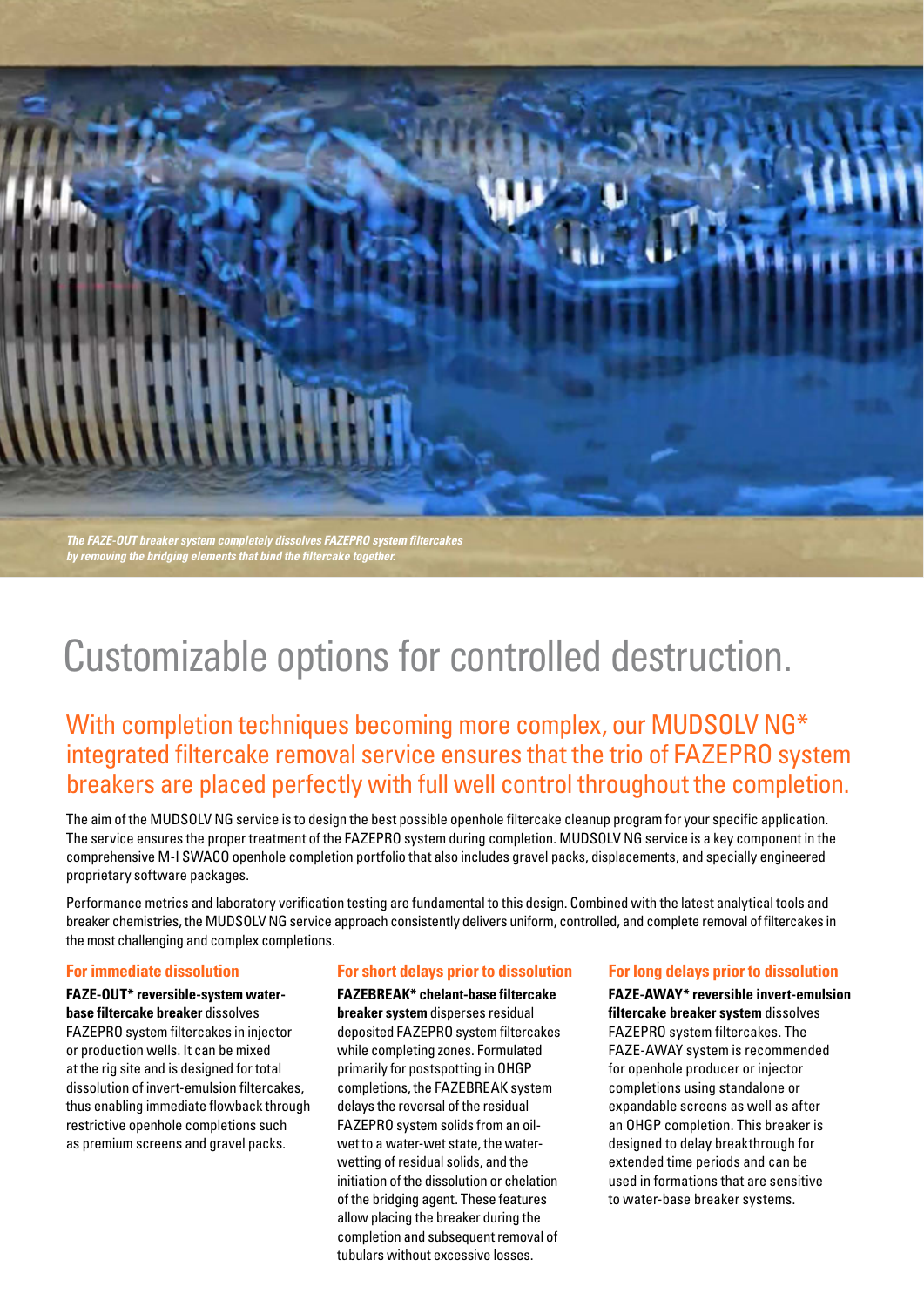*The FAZE-OUT breaker system completely dissolves FAZEPRO system filtercakes by removing the bridging elements that bind the filtercake together.*

# Customizable options for controlled destruction.

## With completion techniques becoming more complex, our MUDSOLV NG* integrated filtercake removal service ensures that the trio of FAZEPRO system breakers are placed perfectly with full well control throughout the completion.

The aim of the MUDSOLV NG service is to design the best possible openhole filtercake cleanup program for your specific application. The service ensures the proper treatment of the FAZEPRO system during completion. MUDSOLV NG service is a key component in the comprehensive M-I SWACO openhole completion portfolio that also includes gravel packs, displacements, and specially engineered proprietary software packages.

Performance metrics and laboratory verification testing are fundamental to this design. Combined with the latest analytical tools and breaker chemistries, the MUDSOLV NG service approach consistently delivers uniform, controlled, and complete removal of filtercakes in the most challenging and complex completions.

### For immediate dissolution

**FAZE-OUT* reversible-system water-base filtercake breaker** dissolves FAZEPRO system filtercakes in injector or production wells. It can be mixed at the rig site and is designed for total dissolution of invert-emulsion filtercakes, thus enabling immediate flowback through restrictive openhole completions such as premium screens and gravel packs.

### For short delays prior to dissolution

**FAZEBREAK* chelant-base filtercake breaker system** disperses residual deposited FAZEPRO system filtercakes while completing zones. Formulated primarily for postspotting in OHGP completions, the FAZEBREAK system delays the reversal of the residual FAZEPRO system solids from an oil-wet to a water-wet state, the water-wetting of residual solids, and the initiation of the dissolution or chelation of the bridging agent. These features allow placing the breaker during the completion and subsequent removal of tubulars without excessive losses.

### For long delays prior to dissolution

**FAZE-AWAY* reversible invert-emulsion filtercake breaker system** dissolves FAZEPRO system filtercakes. The FAZE-AWAY system is recommended for openhole producer or injector completions using standalone or expandable screens as well as after an OHGP completion. This breaker is designed to delay breakthrough for extended time periods and can be used in formations that are sensitive to water-base breaker systems.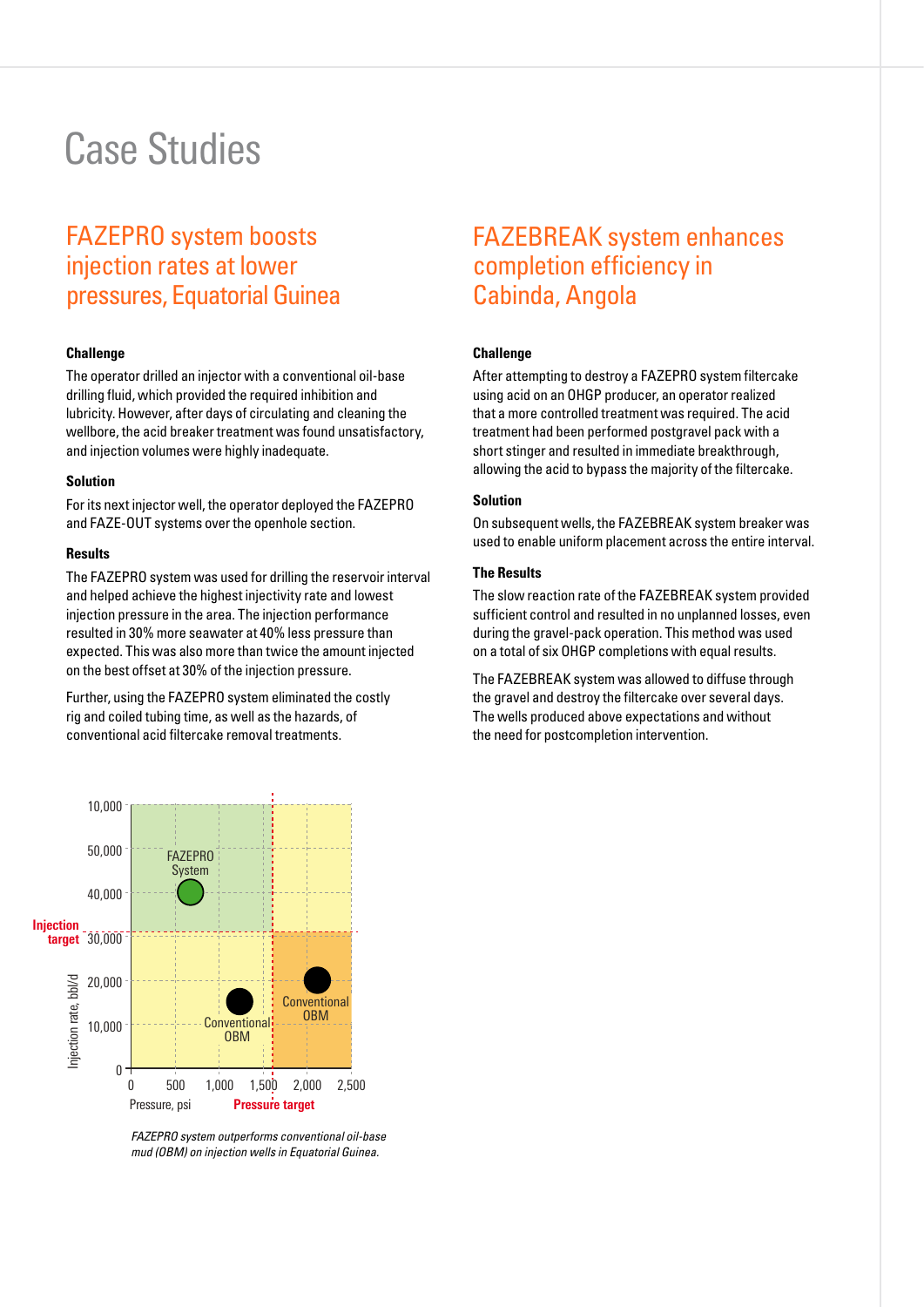# Case Studies

## FAZEPRO system boosts injection rates at lower pressures, Equatorial Guinea

### Challenge

The operator drilled an injector with a conventional oil-base drilling fluid, which provided the required inhibition and lubricity. However, after days of circulating and cleaning the wellbore, the acid breaker treatment was found unsatisfactory, and injection volumes were highly inadequate.

### Solution

For its next injector well, the operator deployed the FAZEPRO and FAZE-OUT systems over the openhole section.

### Results

The FAZEPRO system was used for drilling the reservoir interval and helped achieve the highest injectivity rate and lowest injection pressure in the area. The injection performance resulted in 30% more seawater at 40% less pressure than expected. This was also more than twice the amount injected on the best offset at 30% of the injection pressure.

Further, using the FAZEPRO system eliminated the costly rig and coiled tubing time, as well as the hazards, of conventional acid filtercake removal treatments.

*FAZEPRO system outperforms conventional oil-base mud (OBM) on injection wells in Equatorial Guinea.*

## FAZEBREAK system enhances completion efficiency in Cabinda, Angola

### Challenge

After attempting to destroy a FAZEPRO system filtercake using acid on an OHGP producer, an operator realized that a more controlled treatment was required. The acid treatment had been performed postgravel pack with a short stinger and resulted in immediate breakthrough, allowing the acid to bypass the majority of the filtercake.

### Solution

On subsequent wells, the FAZEBREAK system breaker was used to enable uniform placement across the entire interval.

### The Results

The slow reaction rate of the FAZEBREAK system provided sufficient control and resulted in no unplanned losses, even during the gravel-pack operation. This method was used on a total of six OHGP completions with equal results.

The FAZEBREAK system was allowed to diffuse through the gravel and destroy the filtercake over several days. The wells produced above expectations and without the need for postcompletion intervention.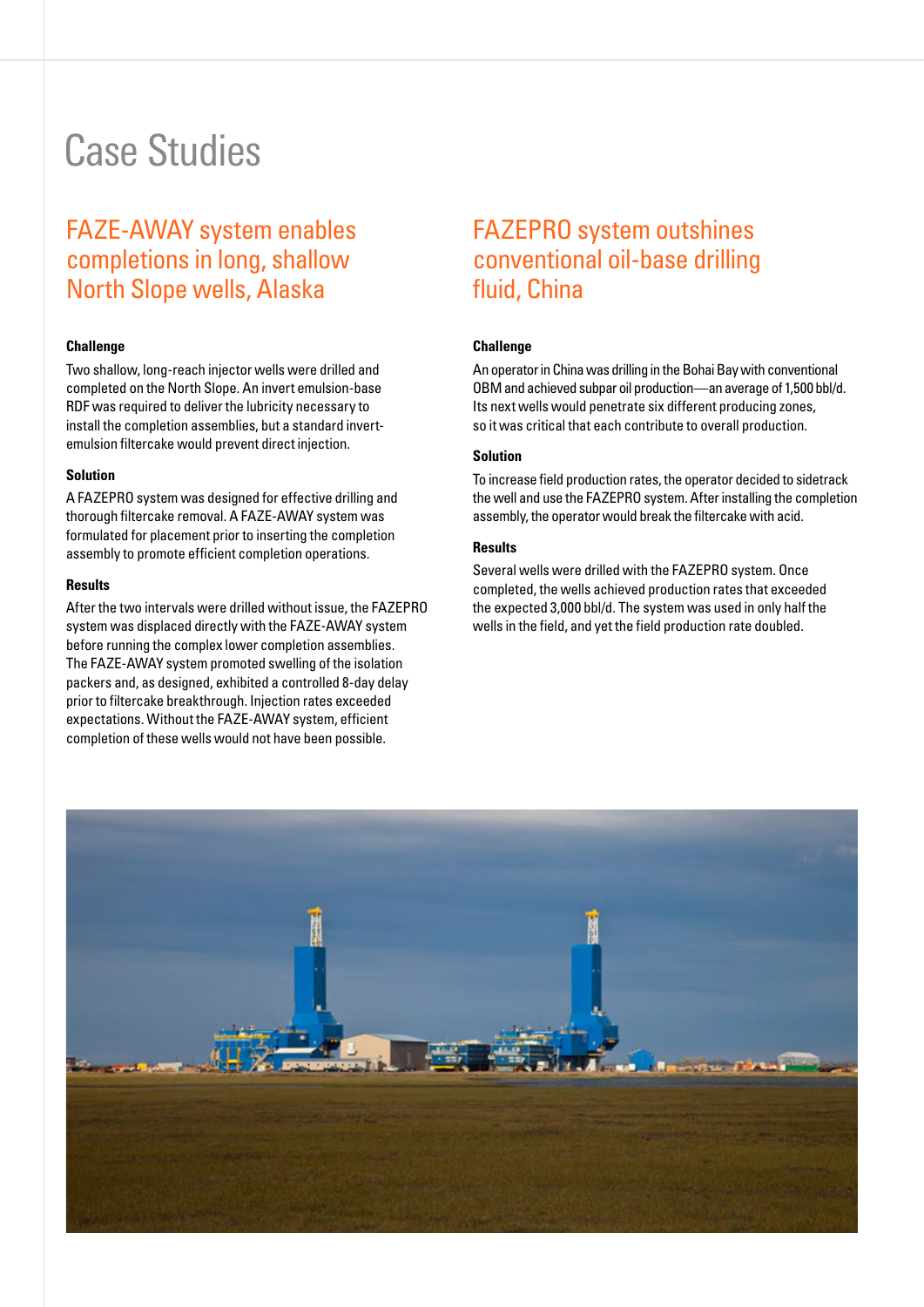# Case Studies

## FAZE-AWAY system enables completions in long, shallow North Slope wells, Alaska

### Challenge

Two shallow, long-reach injector wells were drilled and completed on the North Slope. An invert emulsion-base RDF was required to deliver the lubricity necessary to install the completion assemblies, but a standard invert-emulsion filtercake would prevent direct injection.

### Solution

A FAZEPRO system was designed for effective drilling and thorough filtercake removal. A FAZE-AWAY system was formulated for placement prior to inserting the completion assembly to promote efficient completion operations.

### Results

After the two intervals were drilled without issue, the FAZEPRO system was displaced directly with the FAZE-AWAY system before running the complex lower completion assemblies. The FAZE-AWAY system promoted swelling of the isolation packers and, as designed, exhibited a controlled 8-day delay prior to filtercake breakthrough. Injection rates exceeded expectations. Without the FAZE-AWAY system, efficient completion of these wells would not have been possible.

## FAZEPRO system outshines conventional oil-base drilling fluid, China

### Challenge

An operator in China was drilling in the Bohai Bay with conventional OBM and achieved subpar oil production—an average of 1,500 bbl/d. Its next wells would penetrate six different producing zones, so it was critical that each contribute to overall production.

### Solution

To increase field production rates, the operator decided to sidetrack the well and use the FAZEPRO system. After installing the completion assembly, the operator would break the filtercake with acid.

### Results

Several wells were drilled with the FAZEPRO system. Once completed, the wells achieved production rates that exceeded the expected 3,000 bbl/d. The system was used in only half the wells in the field, and yet the field production rate doubled.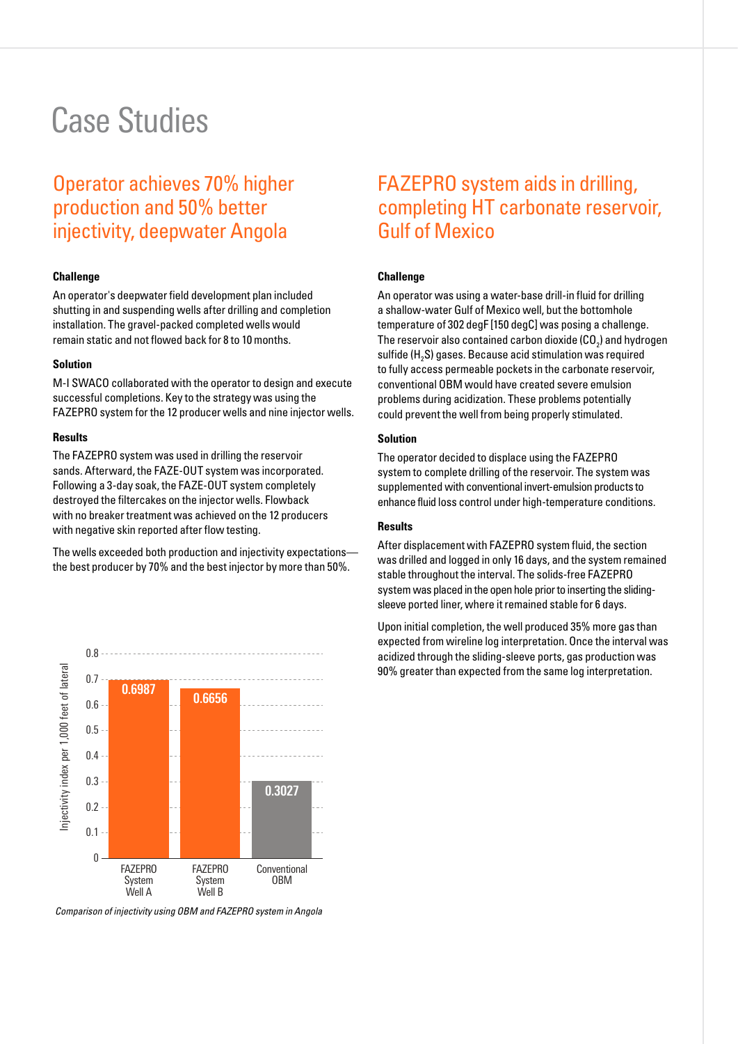# Case Studies

## Operator achieves 70% higher production and 50% better injectivity, deepwater Angola

### Challenge

An operator's deepwater field development plan included shutting in and suspending wells after drilling and completion installation. The gravel-packed completed wells would remain static and not flowed back for 8 to 10 months.

### Solution

M-I SWACO collaborated with the operator to design and execute successful completions. Key to the strategy was using the FAZEPRO system for the 12 producer wells and nine injector wells.

### Results

The FAZEPRO system was used in drilling the reservoir sands. Afterward, the FAZE-OUT system was incorporated. Following a 3-day soak, the FAZE-OUT system completely destroyed the filtercakes on the injector wells. Flowback with no breaker treatment was achieved on the 12 producers with negative skin reported after flow testing.

The wells exceeded both production and injectivity expectations—the best producer by 70% and the best injector by more than 50%.

| | Injectivity index per 1,000 feet of lateral |
|---|---|
| FAZEPRO System Well A | 0.6987 |
| FAZEPRO System Well B | 0.6656 |
| Conventional OBM | 0.3027 |

*Comparison of injectivity using OBM and FAZEPRO system in Angola*

## FAZEPRO system aids in drilling, completing HT carbonate reservoir, Gulf of Mexico

### Challenge

An operator was using a water-base drill-in fluid for drilling a shallow-water Gulf of Mexico well, but the bottomhole temperature of 302 degF [150 degC] was posing a challenge. The reservoir also contained carbon dioxide ($CO_2$) and hydrogen sulfide ($H_2S$) gases. Because acid stimulation was required to fully access permeable pockets in the carbonate reservoir, conventional OBM would have created severe emulsion problems during acidization. These problems potentially could prevent the well from being properly stimulated.

### Solution

The operator decided to displace using the FAZEPRO system to complete drilling of the reservoir. The system was supplemented with conventional invert-emulsion products to enhance fluid loss control under high-temperature conditions.

### Results

After displacement with FAZEPRO system fluid, the section was drilled and logged in only 16 days, and the system remained stable throughout the interval. The solids-free FAZEPRO system was placed in the open hole prior to inserting the sliding-sleeve ported liner, where it remained stable for 6 days.

Upon initial completion, the well produced 35% more gas than expected from wireline log interpretation. Once the interval was acidized through the sliding-sleeve ports, gas production was 90% greater than expected from the same log interpretation.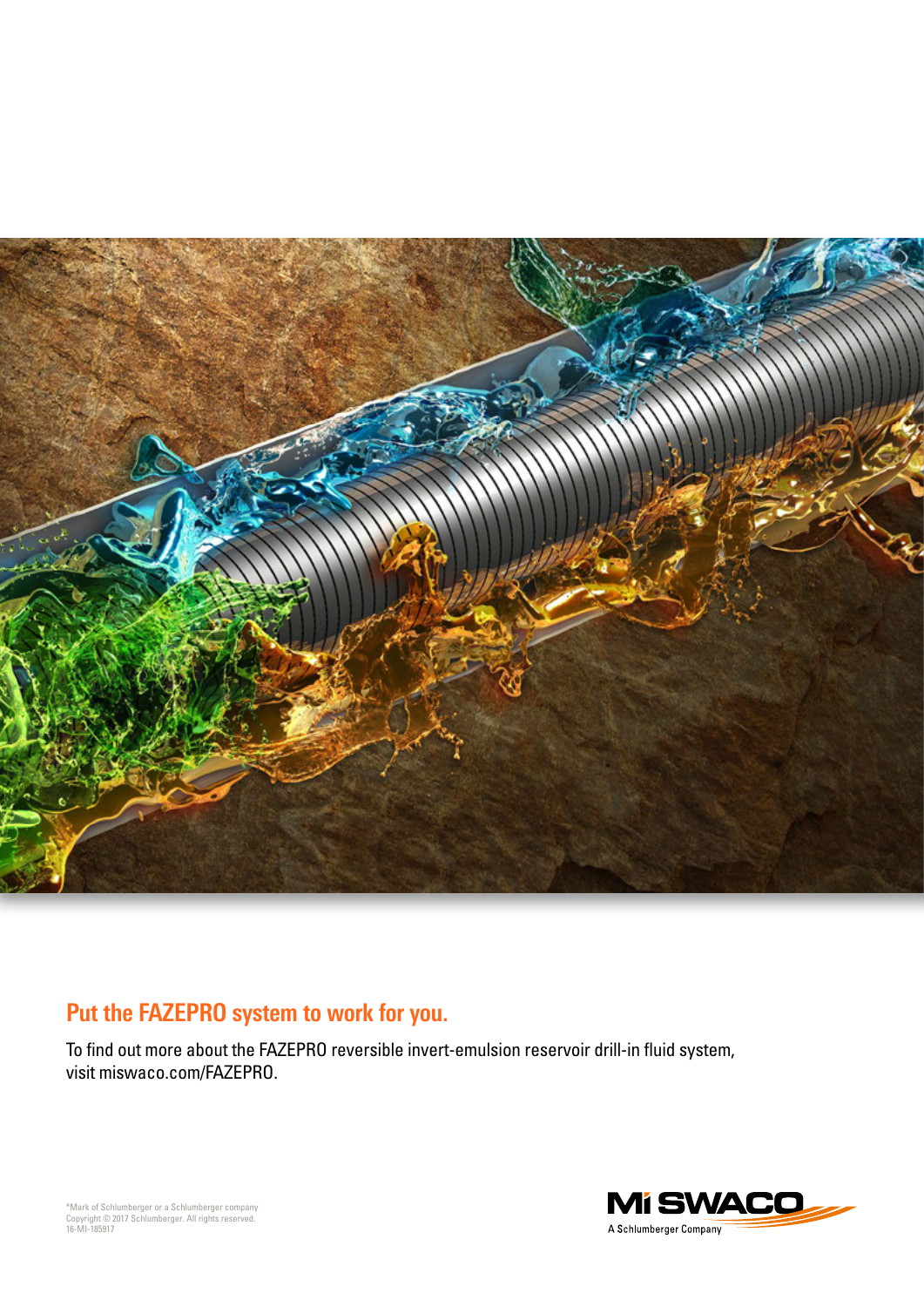## Put the FAZEPRO system to work for you.

To find out more about the FAZEPRO reversible invert-emulsion reservoir drill-in fluid system, visit miswaco.com/FAZEPRO.

*Mark of Schlumberger or a Schlumberger company
Copyright © 2017 Schlumberger. All rights reserved.
16-MI-185917

MI SWACO
A Schlumberger Company